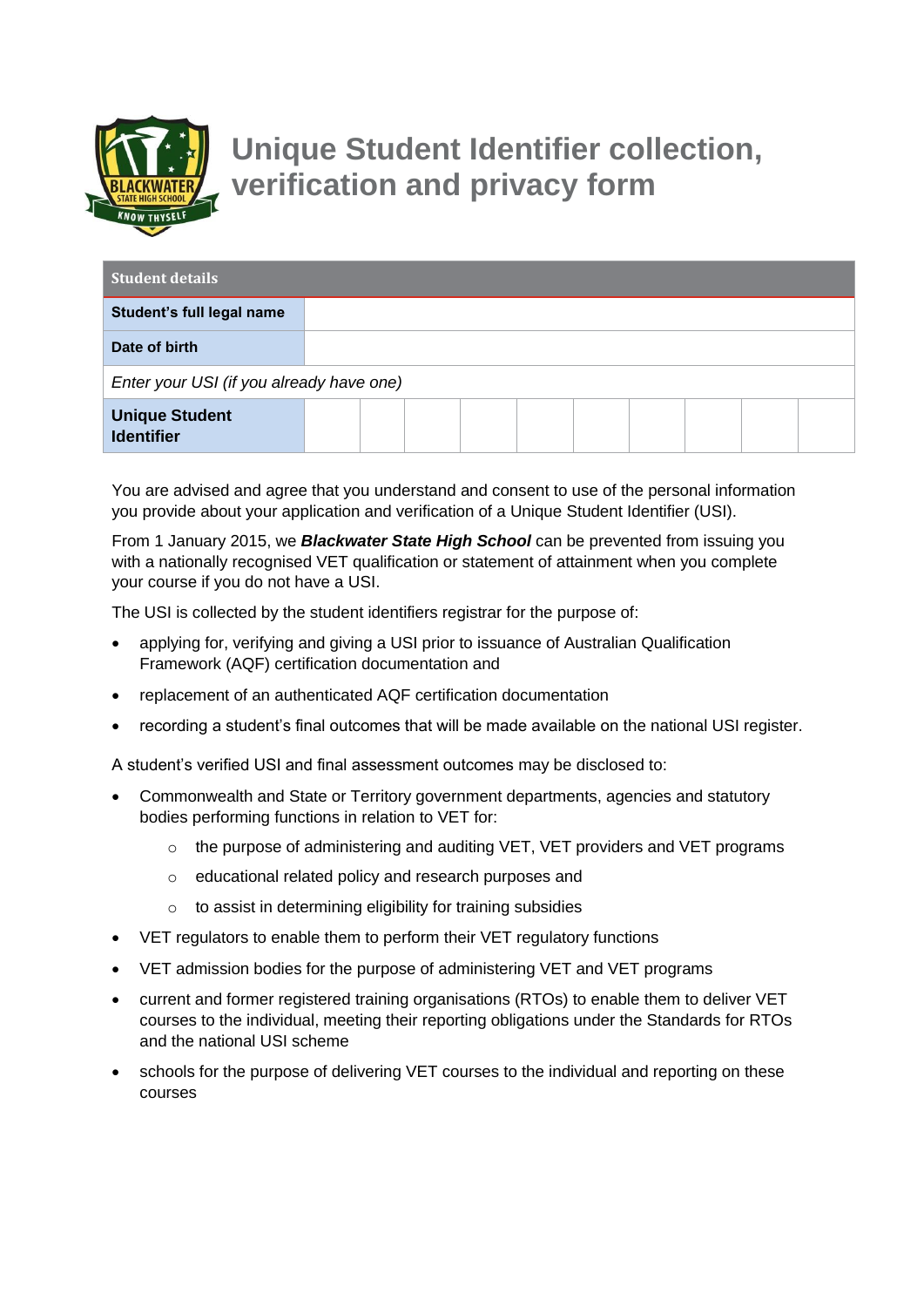# Unique Student Identifier collection, verification and privacy form

| Student details | | | | | | | | | | |
|---|---|---|---|---|---|---|---|---|---|---|
| **Student's full legal name** | | | | | | | | | | |
| **Date of birth** | | | | | | | | | | |
| *Enter your USI (if you already have one)* | | | | | | | | | | |
| **Unique Student Identifier** | | | | | | | | | | |

You are advised and agree that you understand and consent to use of the personal information you provide about your application and verification of a Unique Student Identifier (USI).

From 1 January 2015, we ***Blackwater State High School*** can be prevented from issuing you with a nationally recognised VET qualification or statement of attainment when you complete your course if you do not have a USI.

The USI is collected by the student identifiers registrar for the purpose of:

- applying for, verifying and giving a USI prior to issuance of Australian Qualification Framework (AQF) certification documentation and
- replacement of an authenticated AQF certification documentation
- recording a student's final outcomes that will be made available on the national USI register.

A student's verified USI and final assessment outcomes may be disclosed to:

- Commonwealth and State or Territory government departments, agencies and statutory bodies performing functions in relation to VET for:
  - the purpose of administering and auditing VET, VET providers and VET programs
  - educational related policy and research purposes and
  - to assist in determining eligibility for training subsidies
- VET regulators to enable them to perform their VET regulatory functions
- VET admission bodies for the purpose of administering VET and VET programs
- current and former registered training organisations (RTOs) to enable them to deliver VET courses to the individual, meeting their reporting obligations under the Standards for RTOs and the national USI scheme
- schools for the purpose of delivering VET courses to the individual and reporting on these courses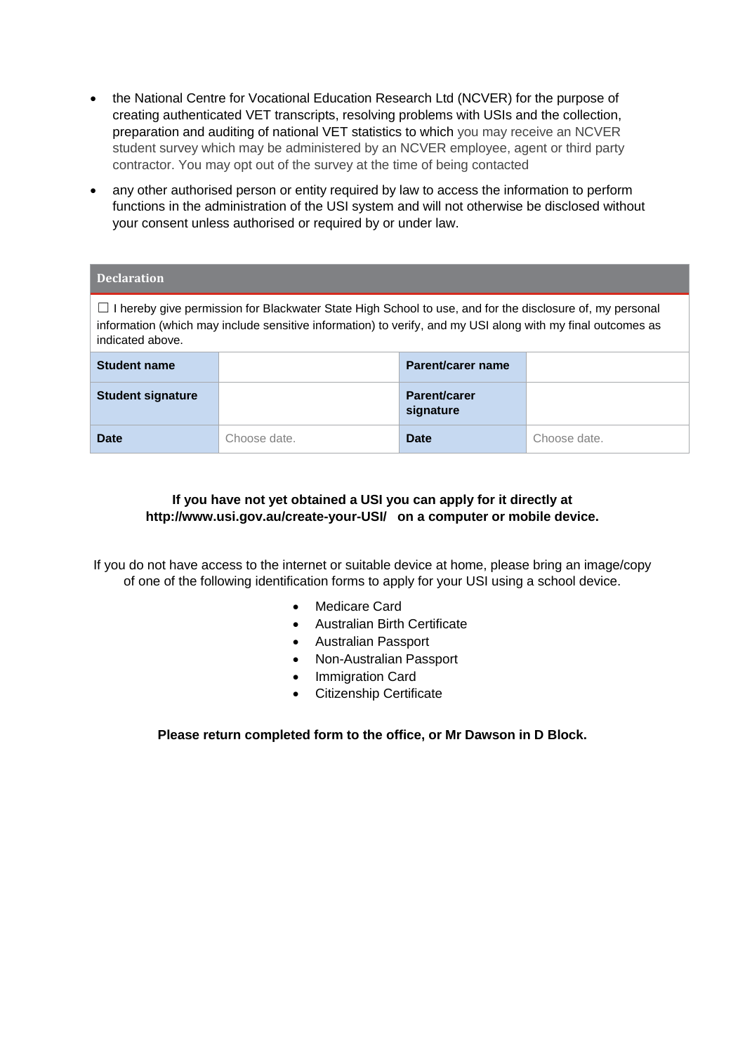- the National Centre for Vocational Education Research Ltd (NCVER) for the purpose of creating authenticated VET transcripts, resolving problems with USIs and the collection, preparation and auditing of national VET statistics to which you may receive an NCVER student survey which may be administered by an NCVER employee, agent or third party contractor. You may opt out of the survey at the time of being contacted
- any other authorised person or entity required by law to access the information to perform functions in the administration of the USI system and will not otherwise be disclosed without your consent unless authorised or required by or under law.

**Declaration**

☐ I hereby give permission for Blackwater State High School to use, and for the disclosure of, my personal information (which may include sensitive information) to verify, and my USI along with my final outcomes as indicated above.

| | | | |
|---|---|---|---|
| **Student name** | | **Parent/carer name** | |
| **Student signature** | | **Parent/carer signature** | |
| **Date** | Choose date. | **Date** | Choose date. |

**If you have not yet obtained a USI you can apply for it directly at http://www.usi.gov.au/create-your-USI/ on a computer or mobile device.**

If you do not have access to the internet or suitable device at home, please bring an image/copy of one of the following identification forms to apply for your USI using a school device.

- Medicare Card
- Australian Birth Certificate
- Australian Passport
- Non-Australian Passport
- Immigration Card
- Citizenship Certificate

**Please return completed form to the office, or Mr Dawson in D Block.**